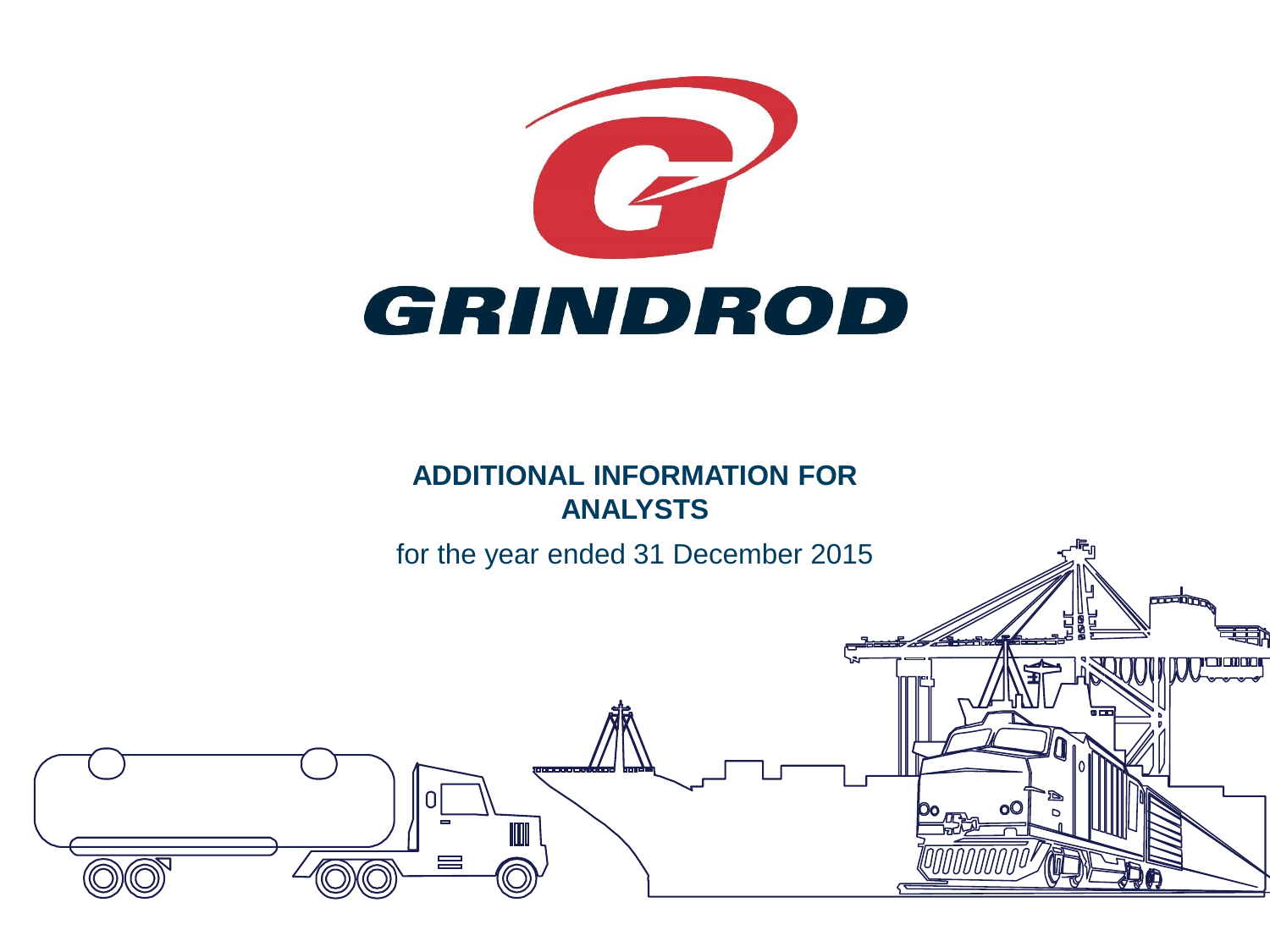# GRINDROD

## ADDITIONAL INFORMATION FOR ANALYSTS

for the year ended 31 December 2015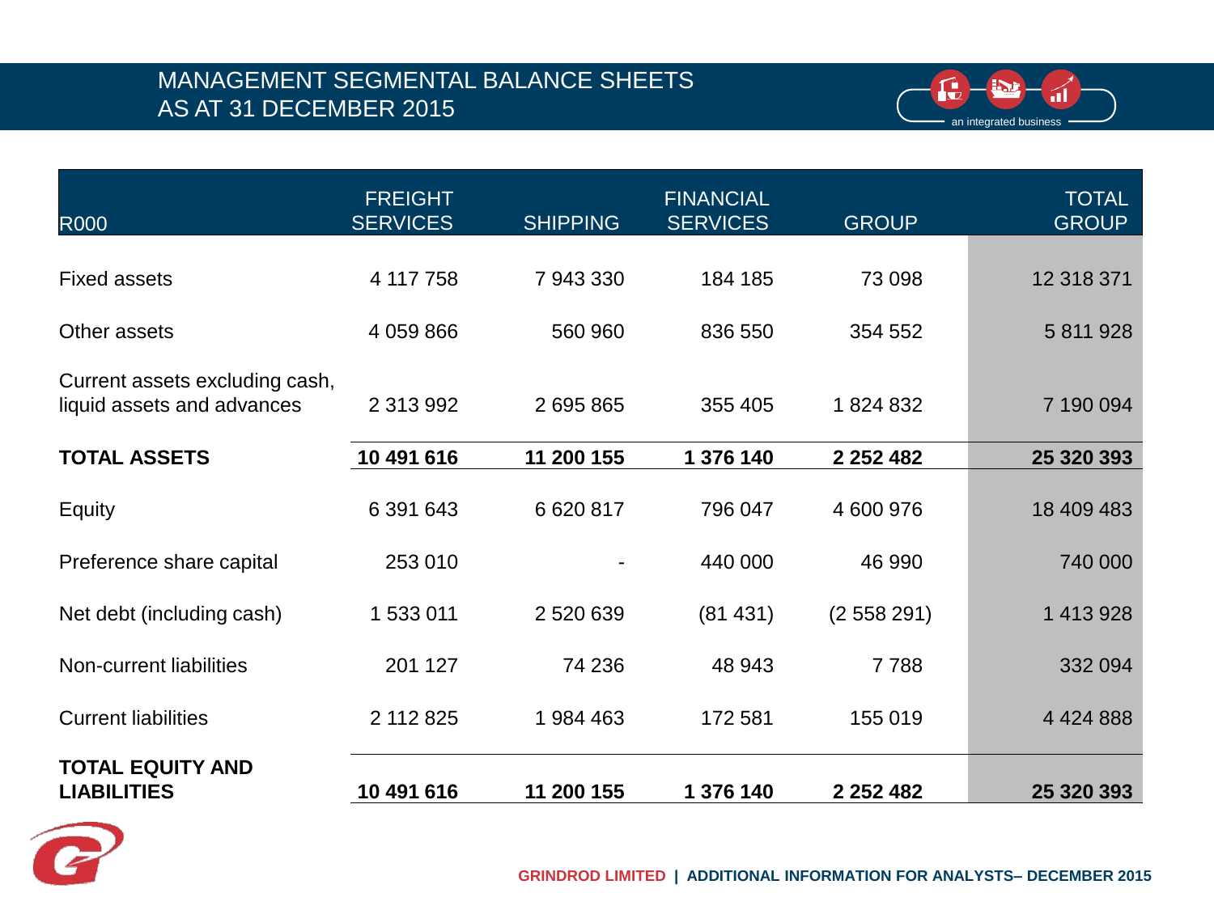# MANAGEMENT SEGMENTAL BALANCE SHEETS AS AT 31 DECEMBER 2015

| R000 | FREIGHT SERVICES | SHIPPING | FINANCIAL SERVICES | GROUP | TOTAL GROUP |
|---|---|---|---|---|---|
| Fixed assets | 4 117 758 | 7 943 330 | 184 185 | 73 098 | 12 318 371 |
| Other assets | 4 059 866 | 560 960 | 836 550 | 354 552 | 5 811 928 |
| Current assets excluding cash, liquid assets and advances | 2 313 992 | 2 695 865 | 355 405 | 1 824 832 | 7 190 094 |
| **TOTAL ASSETS** | **10 491 616** | **11 200 155** | **1 376 140** | **2 252 482** | **25 320 393** |
| Equity | 6 391 643 | 6 620 817 | 796 047 | 4 600 976 | 18 409 483 |
| Preference share capital | 253 010 | - | 440 000 | 46 990 | 740 000 |
| Net debt (including cash) | 1 533 011 | 2 520 639 | (81 431) | (2 558 291) | 1 413 928 |
| Non-current liabilities | 201 127 | 74 236 | 48 943 | 7 788 | 332 094 |
| Current liabilities | 2 112 825 | 1 984 463 | 172 581 | 155 019 | 4 424 888 |
| **TOTAL EQUITY AND LIABILITIES** | **10 491 616** | **11 200 155** | **1 376 140** | **2 252 482** | **25 320 393** |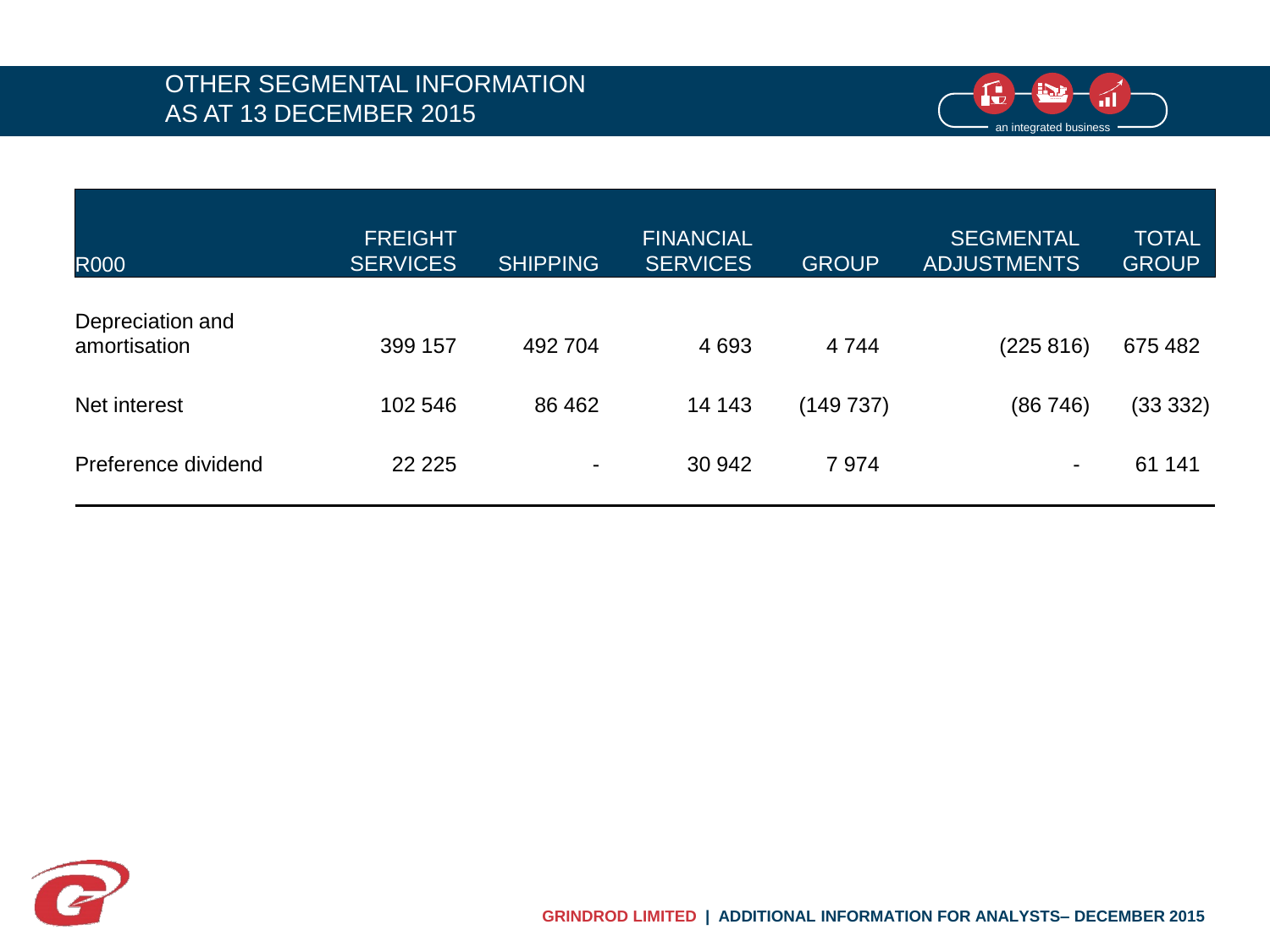# OTHER SEGMENTAL INFORMATION AS AT 13 DECEMBER 2015

| R000 | FREIGHT SERVICES | SHIPPING | FINANCIAL SERVICES | GROUP | SEGMENTAL ADJUSTMENTS | TOTAL GROUP |
|---|---|---|---|---|---|---|
| Depreciation and amortisation | 399 157 | 492 704 | 4 693 | 4 744 | (225 816) | 675 482 |
| Net interest | 102 546 | 86 462 | 14 143 | (149 737) | (86 746) | (33 332) |
| Preference dividend | 22 225 | - | 30 942 | 7 974 | - | 61 141 |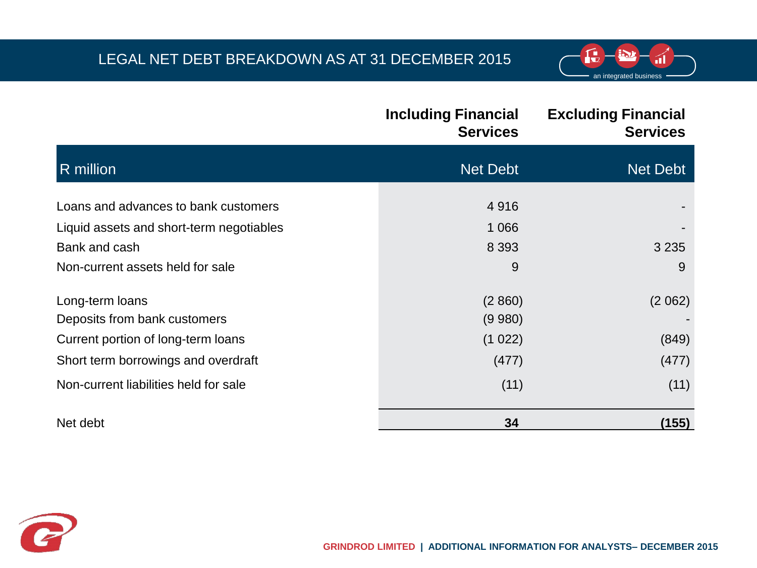# LEGAL NET DEBT BREAKDOWN AS AT 31 DECEMBER 2015

| | Including Financial Services | Excluding Financial Services |
|---|---|---|
| R million | Net Debt | Net Debt |
| Loans and advances to bank customers | 4 916 | - |
| Liquid assets and short-term negotiables | 1 066 | - |
| Bank and cash | 8 393 | 3 235 |
| Non-current assets held for sale | 9 | 9 |
| Long-term loans | (2 860) | (2 062) |
| Deposits from bank customers | (9 980) | - |
| Current portion of long-term loans | (1 022) | (849) |
| Short term borrowings and overdraft | (477) | (477) |
| Non-current liabilities held for sale | (11) | (11) |
| Net debt | **34** | **(155)** |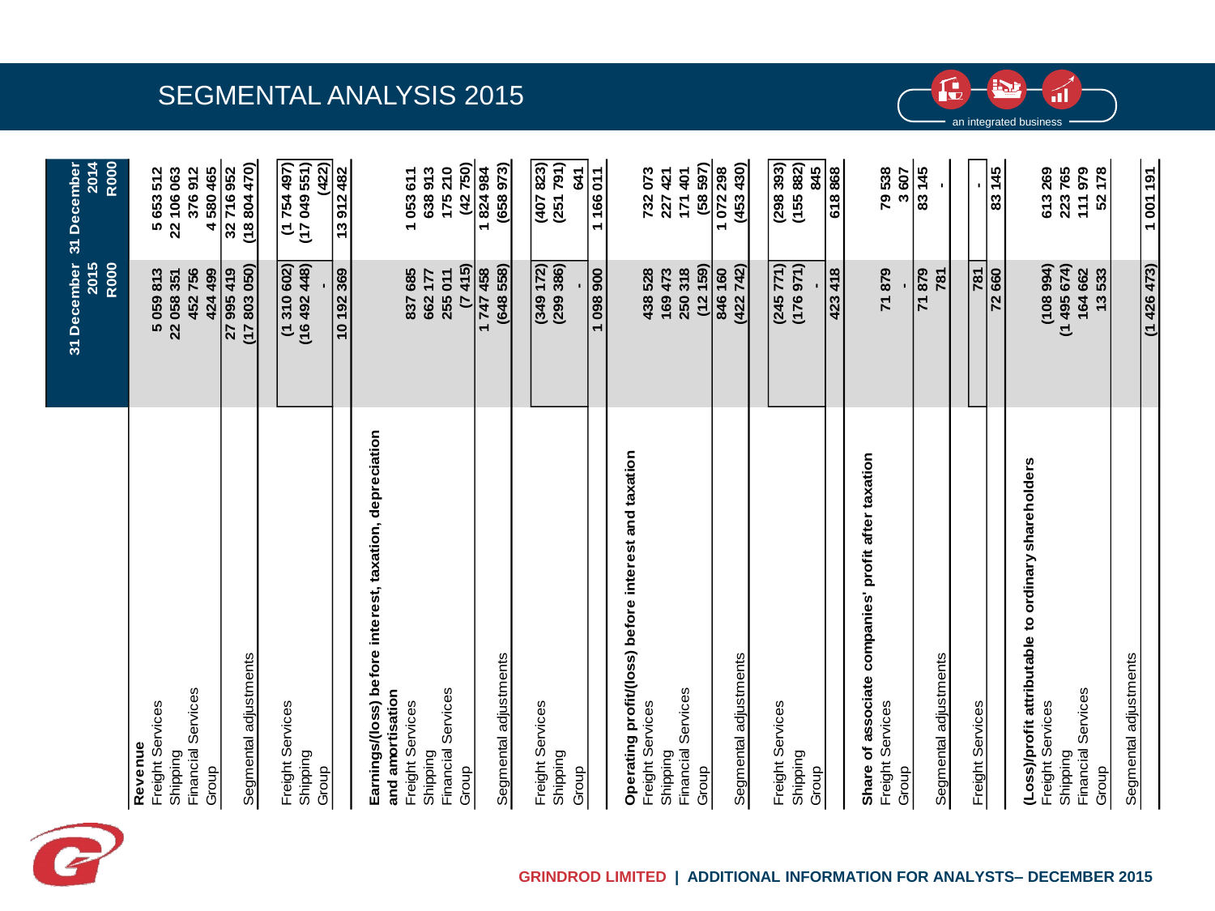# SEGMENTAL ANALYSIS 2015

| | 31 December 2015 R000 | 31 December 2014 R000 |
|---|---|---|
| **Revenue** | | |
| Freight Services | 5 059 813 | 5 653 512 |
| Shipping | 22 058 351 | 22 106 063 |
| Financial Services | 452 756 | 376 912 |
| Group | 424 499 | 4 580 465 |
| | 27 995 419 | 32 716 952 |
| Segmental adjustments | (17 803 050) | (18 804 470) |
| Freight Services | (1 310 602) | (1 754 497) |
| Shipping | (16 492 448) | (17 049 551) |
| Group | - | (422) |
| | 10 192 369 | 13 912 482 |
| **Earnings/(loss) before interest, taxation, depreciation and amortisation** | | |
| Freight Services | 837 685 | 1 053 611 |
| Shipping | 662 177 | 638 913 |
| Financial Services | 255 011 | 175 210 |
| Group | (7 415) | (42 750) |
| | 1 747 458 | 1 824 984 |
| Segmental adjustments | (648 558) | (658 973) |
| Freight Services | (349 172) | (407 823) |
| Shipping | (299 386) | (251 791) |
| Group | - | 641 |
| | 1 098 900 | 1 166 011 |
| **Operating profit/(loss) before interest and taxation** | | |
| Freight Services | 438 528 | 732 073 |
| Shipping | 169 473 | 227 421 |
| Financial Services | 250 318 | 171 401 |
| Group | (12 159) | (58 597) |
| | 846 160 | 1 072 298 |
| Segmental adjustments | (422 742) | (453 430) |
| Freight Services | (245 771) | (298 393) |
| Shipping | (176 971) | (155 882) |
| Group | - | 845 |
| | 423 418 | 618 868 |
| **Share of associate companies' profit after taxation** | | |
| Freight Services | 71 879 | 79 538 |
| Group | - | 3 607 |
| | 71 879 | 83 145 |
| Segmental adjustments | 781 | - |
| Freight Services | 781 | - |
| | 72 660 | 83 145 |
| **(Loss)/profit attributable to ordinary shareholders** | | |
| Freight Services | (108 994) | 613 269 |
| Shipping | (1 495 674) | 223 765 |
| Financial Services | 164 662 | 111 979 |
| Group | 13 533 | 52 178 |
| Segmental adjustments | | |
| | (1 426 473) | 1 001 191 |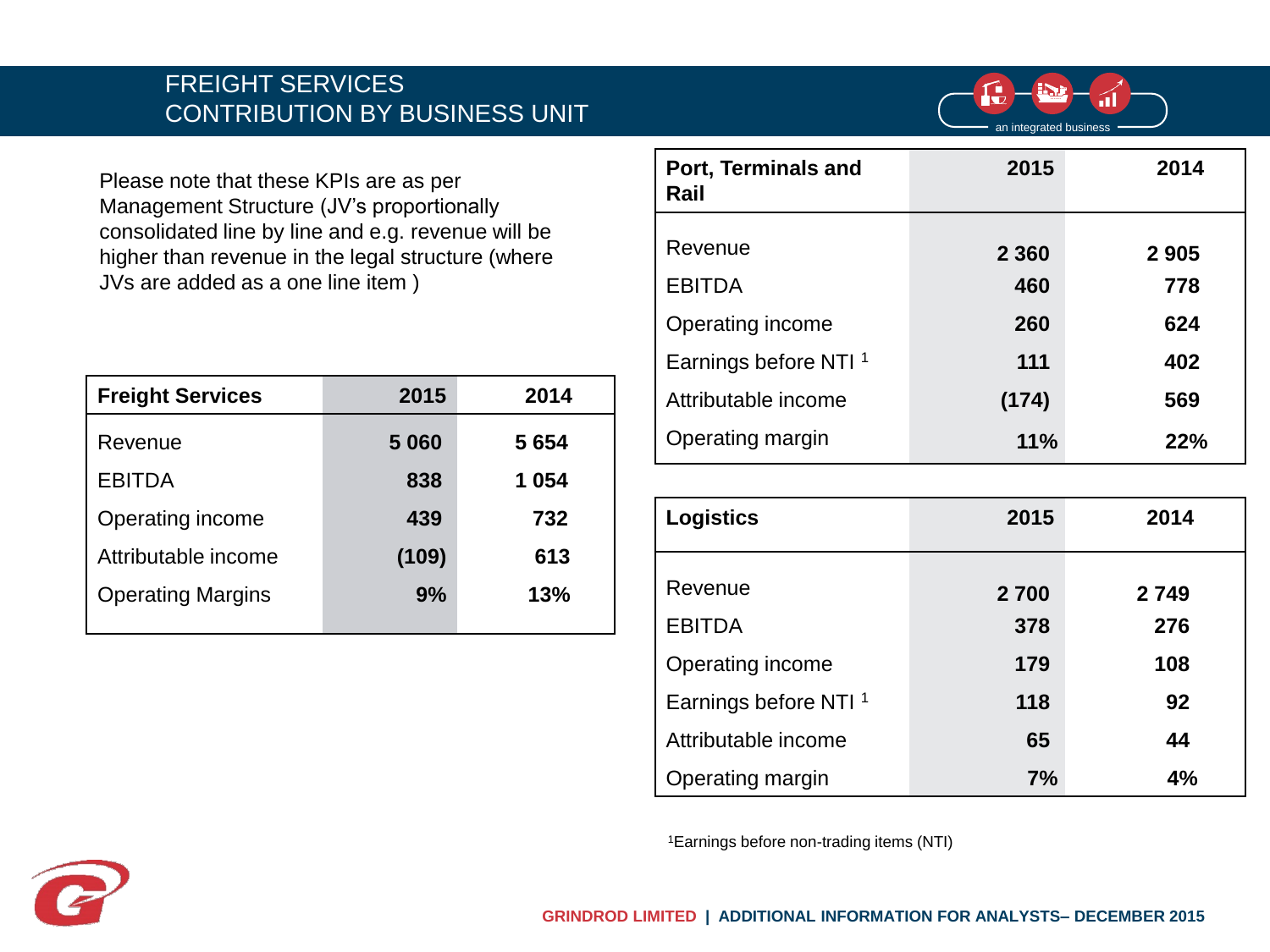# FREIGHT SERVICES
## CONTRIBUTION BY BUSINESS UNIT

Please note that these KPIs are as per Management Structure (JV's proportionally consolidated line by line and e.g. revenue will be higher than revenue in the legal structure (where JVs are added as a one line item )

| Freight Services | 2015 | 2014 |
|---|---|---|
| Revenue | 5 060 | 5 654 |
| EBITDA | 838 | 1 054 |
| Operating income | 439 | 732 |
| Attributable income | (109) | 613 |
| Operating Margins | 9% | 13% |

| Port, Terminals and Rail | 2015 | 2014 |
|---|---|---|
| Revenue | 2 360 | 2 905 |
| EBITDA | 460 | 778 |
| Operating income | 260 | 624 |
| Earnings before NTI [1] | 111 | 402 |
| Attributable income | (174) | 569 |
| Operating margin | 11% | 22% |

| Logistics | 2015 | 2014 |
|---|---|---|
| Revenue | 2 700 | 2 749 |
| EBITDA | 378 | 276 |
| Operating income | 179 | 108 |
| Earnings before NTI [1] | 118 | 92 |
| Attributable income | 65 | 44 |
| Operating margin | 7% | 4% |

[1]Earnings before non-trading items (NTI)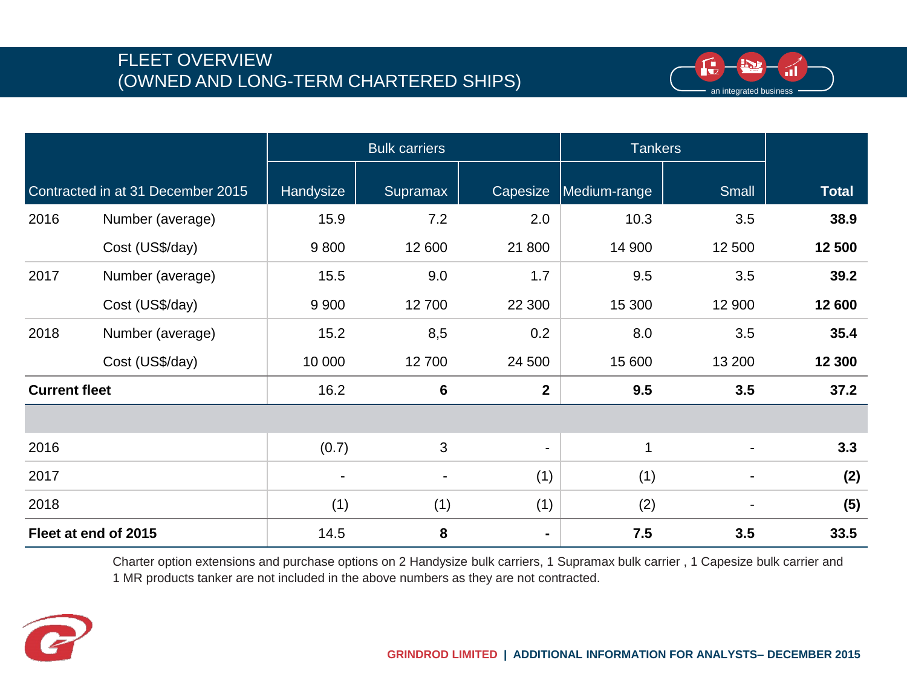# FLEET OVERVIEW
# (OWNED AND LONG-TERM CHARTERED SHIPS)

| Contracted in at 31 December 2015 | | Bulk carriers | | | Tankers | | |
|---|---|---|---|---|---|---|---|
| | | Handysize | Supramax | Capesize | Medium-range | Small | **Total** |
| 2016 | Number (average) | 15.9 | 7.2 | 2.0 | 10.3 | 3.5 | **38.9** |
| | Cost (US$/day) | 9 800 | 12 600 | 21 800 | 14 900 | 12 500 | **12 500** |
| 2017 | Number (average) | 15.5 | 9.0 | 1.7 | 9.5 | 3.5 | **39.2** |
| | Cost (US$/day) | 9 900 | 12 700 | 22 300 | 15 300 | 12 900 | **12 600** |
| 2018 | Number (average) | 15.2 | 8,5 | 0.2 | 8.0 | 3.5 | **35.4** |
| | Cost (US$/day) | 10 000 | 12 700 | 24 500 | 15 600 | 13 200 | **12 300** |
| **Current fleet** | | 16.2 | **6** | **2** | **9.5** | **3.5** | **37.2** |
| | | | | | | | |
| 2016 | | (0.7) | 3 | - | 1 | - | **3.3** |
| 2017 | | - | - | (1) | (1) | - | **(2)** |
| 2018 | | (1) | (1) | (1) | (2) | - | **(5)** |
| **Fleet at end of 2015** | | 14.5 | **8** | **-** | **7.5** | **3.5** | **33.5** |

Charter option extensions and purchase options on 2 Handysize bulk carriers, 1 Supramax bulk carrier , 1 Capesize bulk carrier and 1 MR products tanker are not included in the above numbers as they are not contracted.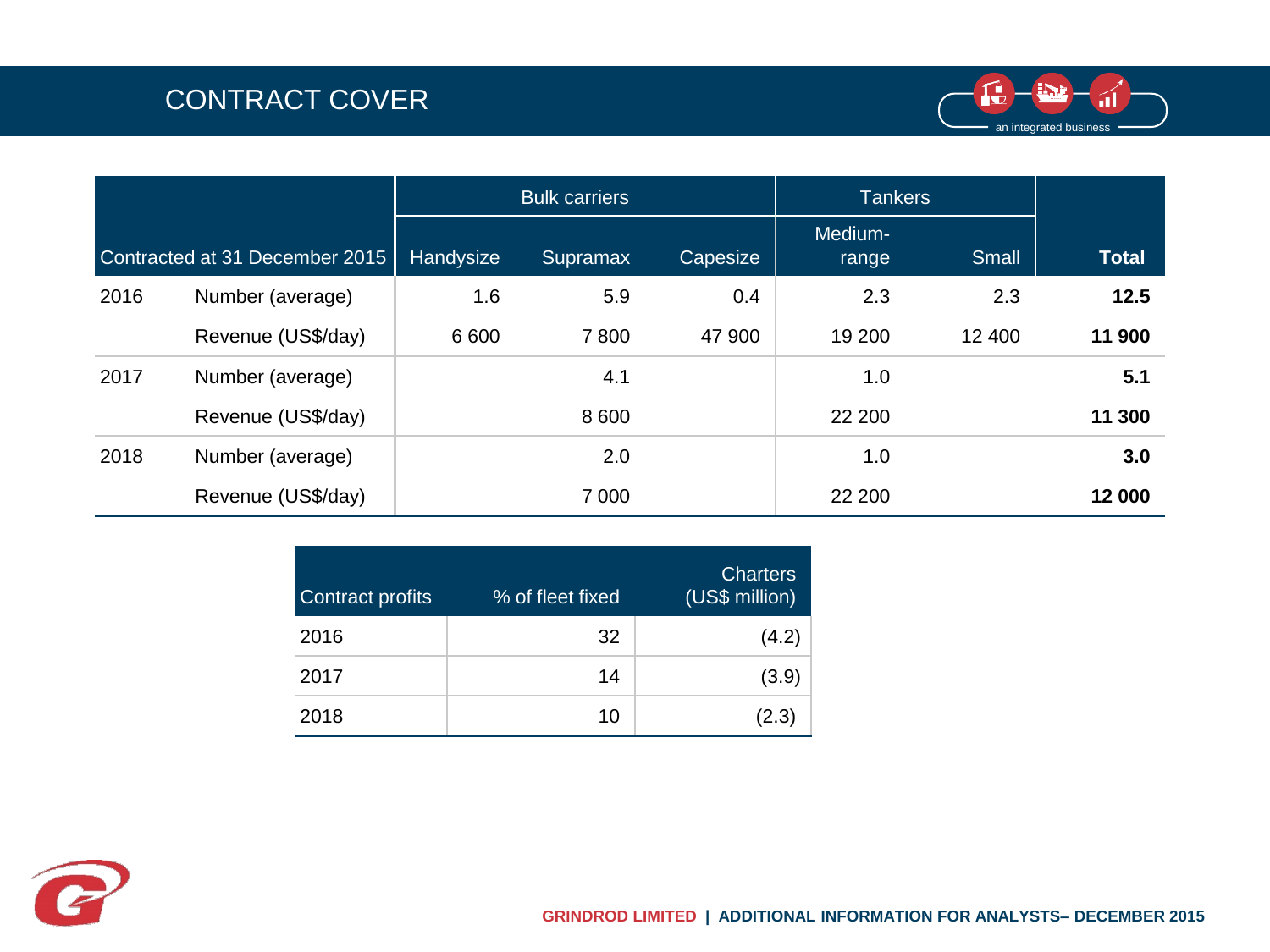# CONTRACT COVER

| Contracted at 31 December 2015 | | Bulk carriers | | | Tankers | | |
|---|---|---|---|---|---|---|---|
| | | Handysize | Supramax | Capesize | Medium-range | Small | **Total** |
| 2016 | Number (average) | 1.6 | 5.9 | 0.4 | 2.3 | 2.3 | **12.5** |
| | Revenue (US$/day) | 6 600 | 7 800 | 47 900 | 19 200 | 12 400 | **11 900** |
| 2017 | Number (average) | | 4.1 | | 1.0 | | **5.1** |
| | Revenue (US$/day) | | 8 600 | | 22 200 | | **11 300** |
| 2018 | Number (average) | | 2.0 | | 1.0 | | **3.0** |
| | Revenue (US$/day) | | 7 000 | | 22 200 | | **12 000** |

| Contract profits | % of fleet fixed | Charters (US$ million) |
|---|---|---|
| 2016 | 32 | (4.2) |
| 2017 | 14 | (3.9) |
| 2018 | 10 | (2.3) |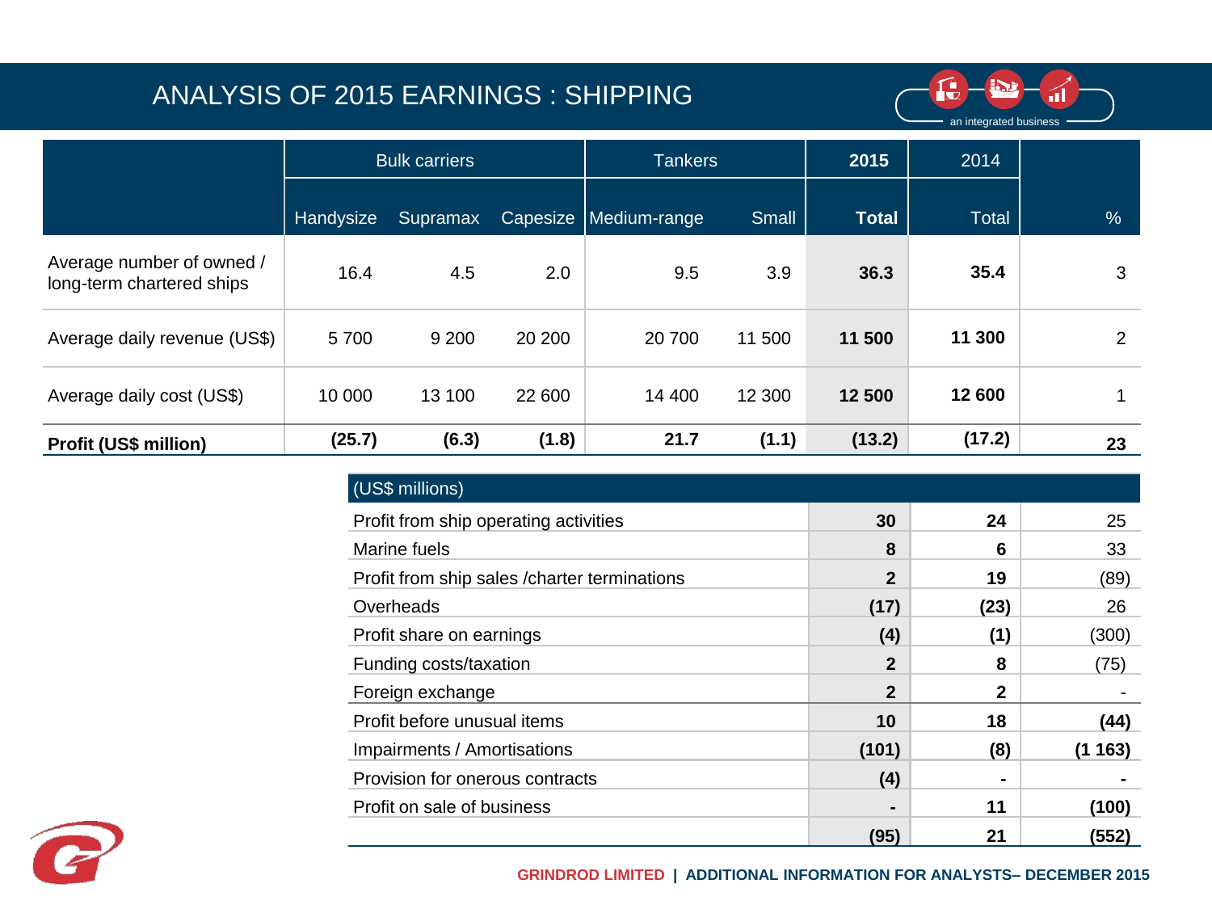# ANALYSIS OF 2015 EARNINGS : SHIPPING

an integrated business

| | Bulk carriers | | | Tankers | | 2015 | 2014 | |
|---|---|---|---|---|---|---|---|---|
| | Handysize | Supramax | Capesize | Medium-range | Small | **Total** | Total | % |
| Average number of owned / long-term chartered ships | 16.4 | 4.5 | 2.0 | 9.5 | 3.9 | **36.3** | **35.4** | 3 |
| Average daily revenue (US$) | 5 700 | 9 200 | 20 200 | 20 700 | 11 500 | **11 500** | **11 300** | 2 |
| Average daily cost (US$) | 10 000 | 13 100 | 22 600 | 14 400 | 12 300 | **12 500** | **12 600** | 1 |
| **Profit (US$ million)** | **(25.7)** | **(6.3)** | **(1.8)** | **21.7** | **(1.1)** | **(13.2)** | **(17.2)** | **23** |

| (US$ millions) | | | |
|---|---|---|---|
| Profit from ship operating activities | **30** | **24** | 25 |
| Marine fuels | **8** | **6** | 33 |
| Profit from ship sales /charter terminations | **2** | **19** | (89) |
| Overheads | **(17)** | **(23)** | 26 |
| Profit share on earnings | **(4)** | **(1)** | (300) |
| Funding costs/taxation | **2** | **8** | (75) |
| Foreign exchange | **2** | **2** | - |
| Profit before unusual items | **10** | **18** | **(44)** |
| Impairments / Amortisations | **(101)** | **(8)** | **(1 163)** |
| Provision for onerous contracts | **(4)** | **-** | **-** |
| Profit on sale of business | **-** | **11** | **(100)** |
| | **(95)** | **21** | **(552)** |

GRINDROD LIMITED | ADDITIONAL INFORMATION FOR ANALYSTS– DECEMBER 2015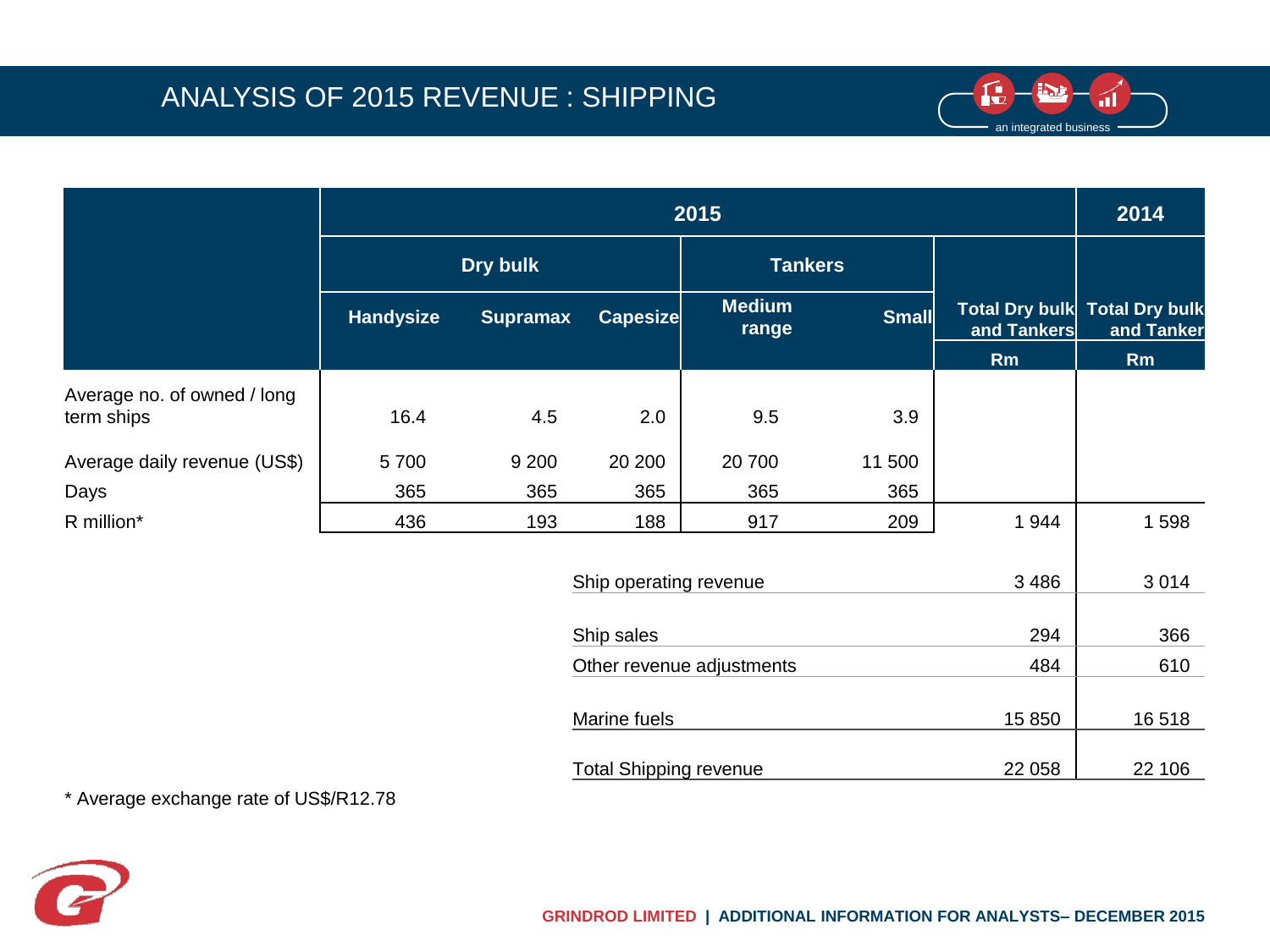# ANALYSIS OF 2015 REVENUE : SHIPPING

| | 2015 | | | | | | 2014 |
|---|---|---|---|---|---|---|---|
| | Dry bulk | | | Tankers | | | |
| | Handysize | Supramax | Capesize | Medium range | Small | Total Dry bulk and Tankers | Total Dry bulk and Tanker |
| | | | | | | Rm | Rm |
| Average no. of owned / long term ships | 16.4 | 4.5 | 2.0 | 9.5 | 3.9 | | |
| Average daily revenue (US$) | 5 700 | 9 200 | 20 200 | 20 700 | 11 500 | | |
| Days | 365 | 365 | 365 | 365 | 365 | | |
| R million* | 436 | 193 | 188 | 917 | 209 | 1 944 | 1 598 |
| Ship operating revenue | | | | | | 3 486 | 3 014 |
| Ship sales | | | | | | 294 | 366 |
| Other revenue adjustments | | | | | | 484 | 610 |
| Marine fuels | | | | | | 15 850 | 16 518 |
| Total Shipping revenue | | | | | | 22 058 | 22 106 |

* Average exchange rate of US$/R12.78